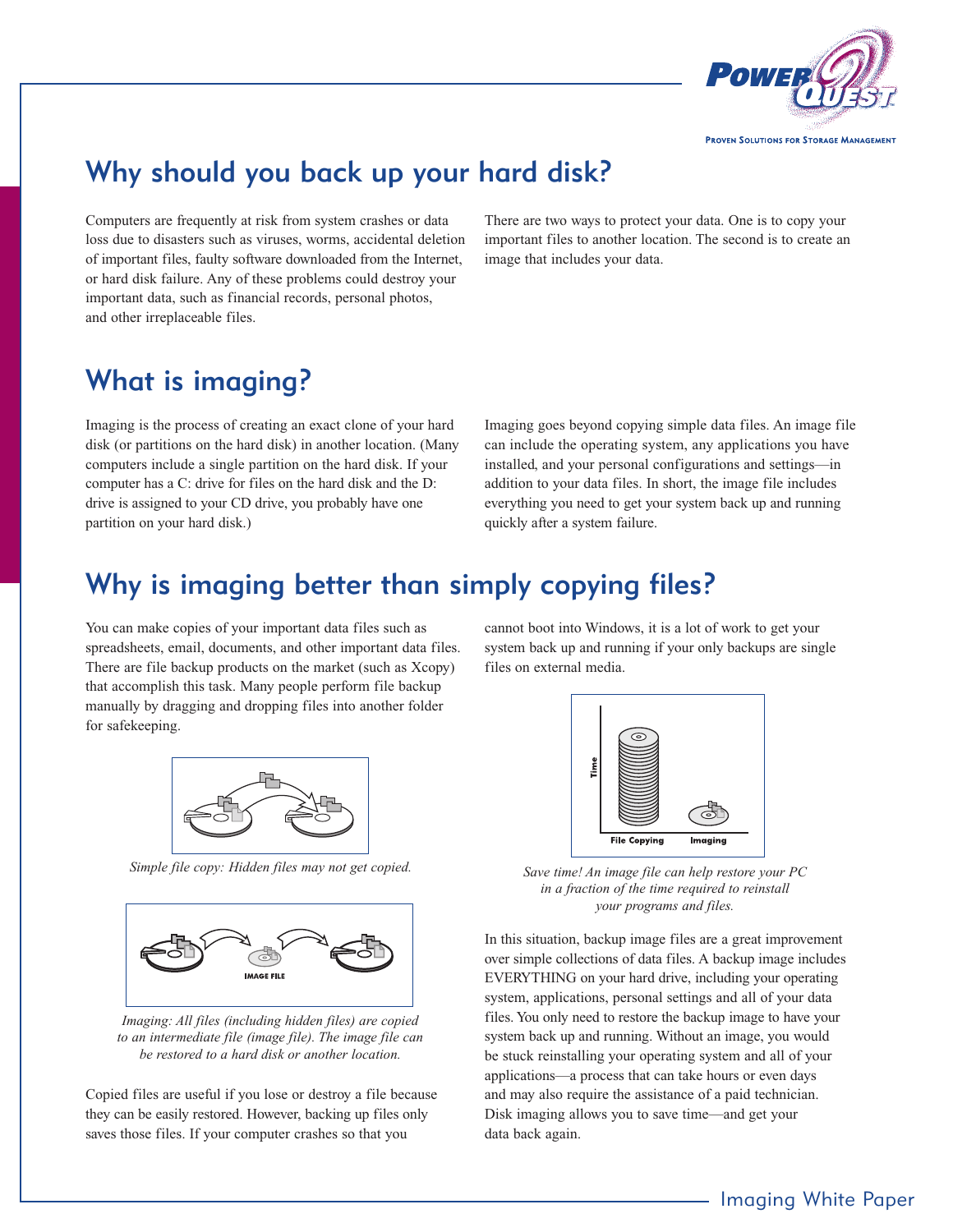## Why should you back up your hard disk?

Computers are frequently at risk from system crashes or data loss due to disasters such as viruses, worms, accidental deletion of important files, faulty software downloaded from the Internet, or hard disk failure. Any of these problems could destroy your important data, such as financial records, personal photos, and other irreplaceable files.

There are two ways to protect your data. One is to copy your important files to another location. The second is to create an image that includes your data.

## What is imaging?

Imaging is the process of creating an exact clone of your hard disk (or partitions on the hard disk) in another location. (Many computers include a single partition on the hard disk. If your computer has a C: drive for files on the hard disk and the D: drive is assigned to your CD drive, you probably have one partition on your hard disk.)

Imaging goes beyond copying simple data files. An image file can include the operating system, any applications you have installed, and your personal configurations and settings—in addition to your data files. In short, the image file includes everything you need to get your system back up and running quickly after a system failure.

## Why is imaging better than simply copying files?

You can make copies of your important data files such as spreadsheets, email, documents, and other important data files. There are file backup products on the market (such as Xcopy) that accomplish this task. Many people perform file backup manually by dragging and dropping files into another folder for safekeeping.

*Simple file copy: Hidden files may not get copied.*

IMAGE FILE

*Imaging: All files (including hidden files) are copied to an intermediate file (image file). The image file can be restored to a hard disk or another location.*

Copied files are useful if you lose or destroy a file because they can be easily restored. However, backing up files only saves those files. If your computer crashes so that you cannot boot into Windows, it is a lot of work to get your system back up and running if your only backups are single files on external media.

Time — File Copying — Imaging

*Save time! An image file can help restore your PC in a fraction of the time required to reinstall your programs and files.*

In this situation, backup image files are a great improvement over simple collections of data files. A backup image includes EVERYTHING on your hard drive, including your operating system, applications, personal settings and all of your data files. You only need to restore the backup image to have your system back up and running. Without an image, you would be stuck reinstalling your operating system and all of your applications—a process that can take hours or even days and may also require the assistance of a paid technician. Disk imaging allows you to save time—and get your data back again.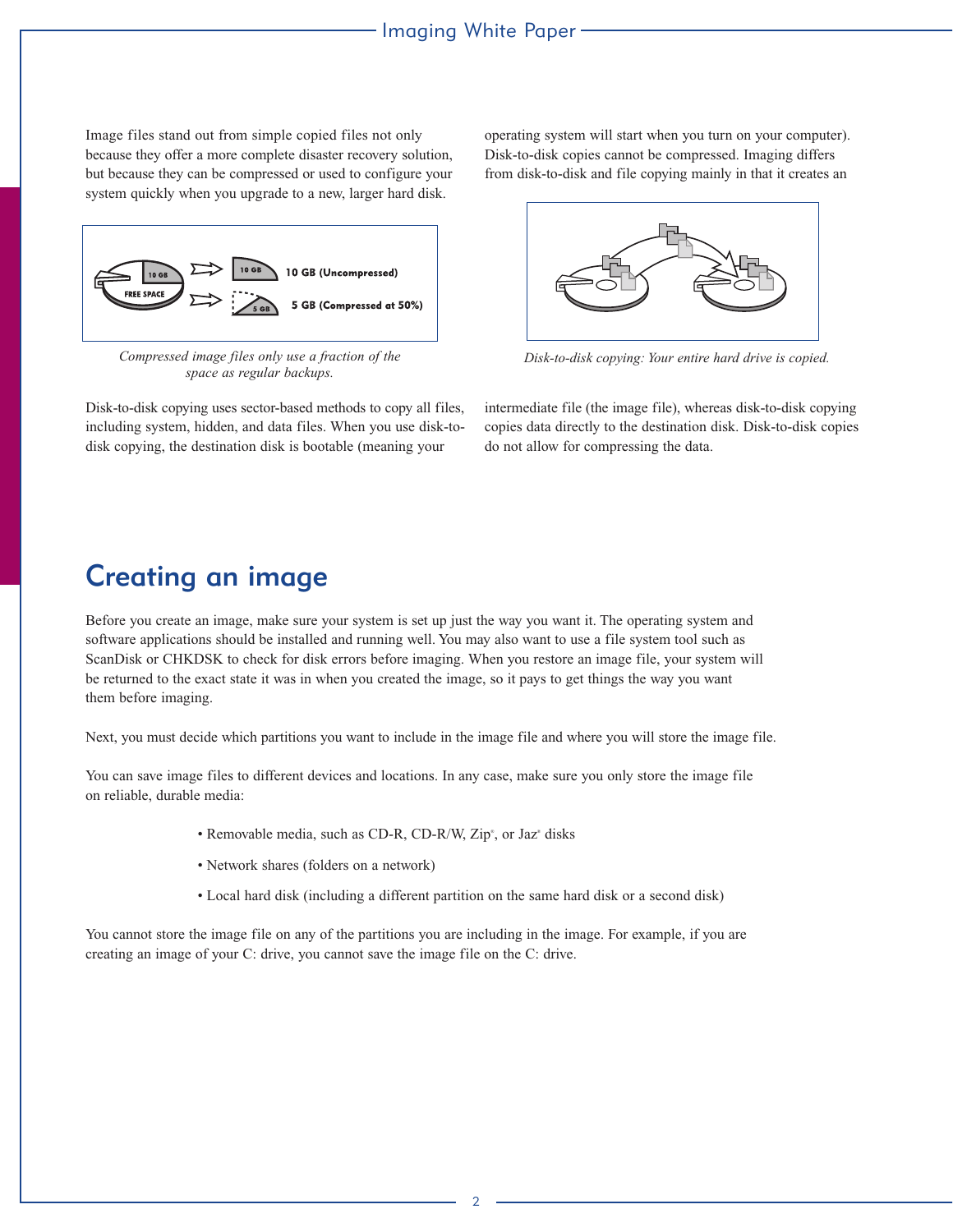Image files stand out from simple copied files not only because they offer a more complete disaster recovery solution, but because they can be compressed or used to configure your system quickly when you upgrade to a new, larger hard disk.

*Compressed image files only use a fraction of the space as regular backups.*

Disk-to-disk copying uses sector-based methods to copy all files, including system, hidden, and data files. When you use disk-to-disk copying, the destination disk is bootable (meaning your operating system will start when you turn on your computer). Disk-to-disk copies cannot be compressed. Imaging differs from disk-to-disk and file copying mainly in that it creates an intermediate file (the image file), whereas disk-to-disk copying copies data directly to the destination disk. Disk-to-disk copies do not allow for compressing the data.

*Disk-to-disk copying: Your entire hard drive is copied.*

## Creating an image

Before you create an image, make sure your system is set up just the way you want it. The operating system and software applications should be installed and running well. You may also want to use a file system tool such as ScanDisk or CHKDSK to check for disk errors before imaging. When you restore an image file, your system will be returned to the exact state it was in when you created the image, so it pays to get things the way you want them before imaging.

Next, you must decide which partitions you want to include in the image file and where you will store the image file.

You can save image files to different devices and locations. In any case, make sure you only store the image file on reliable, durable media:

- Removable media, such as CD-R, CD-R/W, Zip®, or Jaz® disks
- Network shares (folders on a network)
- Local hard disk (including a different partition on the same hard disk or a second disk)

You cannot store the image file on any of the partitions you are including in the image. For example, if you are creating an image of your C: drive, you cannot save the image file on the C: drive.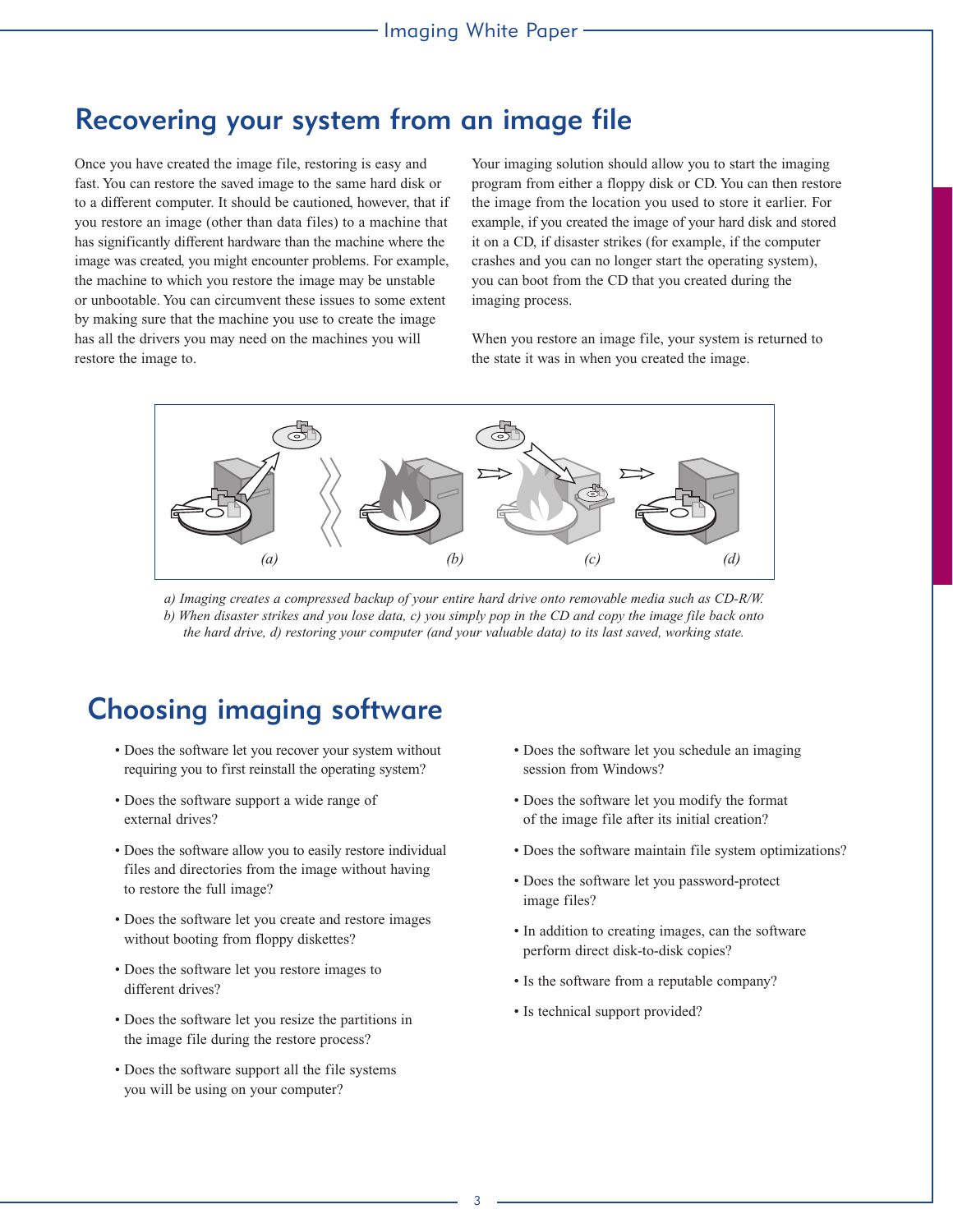## Recovering your system from an image file

Once you have created the image file, restoring is easy and fast. You can restore the saved image to the same hard disk or to a different computer. It should be cautioned, however, that if you restore an image (other than data files) to a machine that has significantly different hardware than the machine where the image was created, you might encounter problems. For example, the machine to which you restore the image may be unstable or unbootable. You can circumvent these issues to some extent by making sure that the machine you use to create the image has all the drivers you may need on the machines you will restore the image to.

Your imaging solution should allow you to start the imaging program from either a floppy disk or CD. You can then restore the image from the location you used to store it earlier. For example, if you created the image of your hard disk and stored it on a CD, if disaster strikes (for example, if the computer crashes and you can no longer start the operating system), you can boot from the CD that you created during the imaging process.

When you restore an image file, your system is returned to the state it was in when you created the image.

*a) Imaging creates a compressed backup of your entire hard drive onto removable media such as CD-R/W. b) When disaster strikes and you lose data, c) you simply pop in the CD and copy the image file back onto the hard drive, d) restoring your computer (and your valuable data) to its last saved, working state.*

## Choosing imaging software

- Does the software let you recover your system without requiring you to first reinstall the operating system?
- Does the software support a wide range of external drives?
- Does the software allow you to easily restore individual files and directories from the image without having to restore the full image?
- Does the software let you create and restore images without booting from floppy diskettes?
- Does the software let you restore images to different drives?
- Does the software let you resize the partitions in the image file during the restore process?
- Does the software support all the file systems you will be using on your computer?
- Does the software let you schedule an imaging session from Windows?
- Does the software let you modify the format of the image file after its initial creation?
- Does the software maintain file system optimizations?
- Does the software let you password-protect image files?
- In addition to creating images, can the software perform direct disk-to-disk copies?
- Is the software from a reputable company?
- Is technical support provided?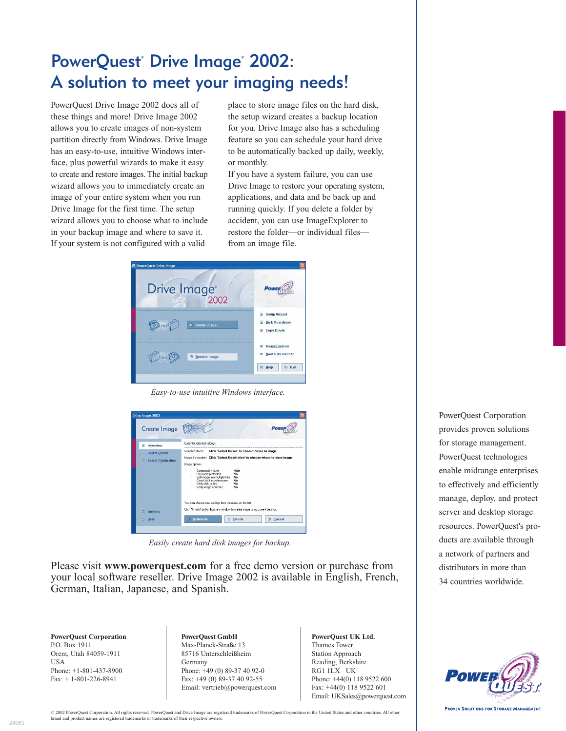# PowerQuest® Drive Image® 2002: A solution to meet your imaging needs!

PowerQuest Drive Image 2002 does all of these things and more! Drive Image 2002 allows you to create images of non-system partition directly from Windows. Drive Image has an easy-to-use, intuitive Windows interface, plus powerful wizards to make it easy to create and restore images. The initial backup wizard allows you to immediately create an image of your entire system when you run Drive Image for the first time. The setup wizard allows you to choose what to include in your backup image and where to save it. If your system is not configured with a valid place to store image files on the hard disk, the setup wizard creates a backup location for you. Drive Image also has a scheduling feature so you can schedule your hard drive to be automatically backed up daily, weekly, or monthly.

If you have a system failure, you can use Drive Image to restore your operating system, applications, and data and be back up and running quickly. If you delete a folder by accident, you can use ImageExplorer to restore the folder—or individual files—from an image file.

*Easy-to-use intuitive Windows interface.*

*Easily create hard disk images for backup.*

Please visit **www.powerquest.com** for a free demo version or purchase from your local software reseller. Drive Image 2002 is available in English, French, German, Italian, Japanese, and Spanish.

PowerQuest Corporation provides proven solutions for storage management. PowerQuest technologies enable midrange enterprises to effectively and efficiently manage, deploy, and protect server and desktop storage resources. PowerQuest's products are available through a network of partners and distributors in more than 34 countries worldwide.

**PowerQuest Corporation**
P.O. Box 1911
Orem, Utah 84059-1911
USA
Phone: +1-801-437-8900
Fax: + 1-801-226-8941

**PowerQuest GmbH**
Max-Planck-Straße 13
85716 Unterschleißheim
Germany
Phone: +49 (0) 89-37 40 92-0
Fax: +49 (0) 89-37 40 92-55
Email: vertrieb@powerquest.com

**PowerQuest UK Ltd.**
Thames Tower
Station Approach
Reading, Berkshire
RG1 1LX UK
Phone: +44(0) 118 9522 600
Fax: +44(0) 118 9522 601
Email: UKSales@powerquest.com

PowerQuest — Proven Solutions for Storage Management

© 2002 PowerQuest Corporation. All rights reserved. PowerQuest and Drive Image are registered trademarks of PowerQuest Corporation in the United States and other countries. All other brand and product names are registered trademarks or trademarks of their respective owners.

24061